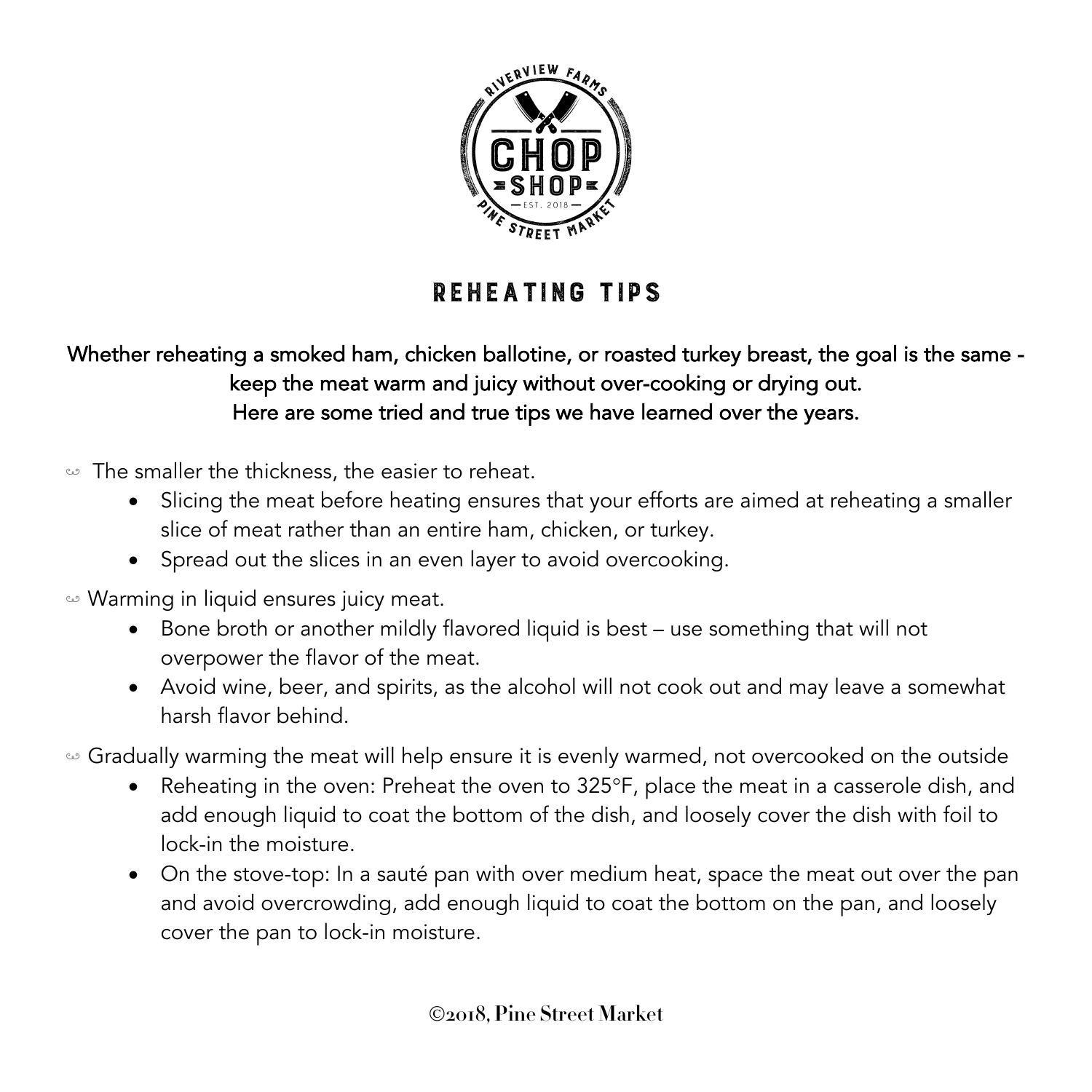# REHEATING TIPS

**Whether reheating a smoked ham, chicken ballotine, or roasted turkey breast, the goal is the same - keep the meat warm and juicy without over-cooking or drying out.**
**Here are some tried and true tips we have learned over the years.**

- The smaller the thickness, the easier to reheat.
    - Slicing the meat before heating ensures that your efforts are aimed at reheating a smaller slice of meat rather than an entire ham, chicken, or turkey.
    - Spread out the slices in an even layer to avoid overcooking.
- Warming in liquid ensures juicy meat.
    - Bone broth or another mildly flavored liquid is best – use something that will not overpower the flavor of the meat.
    - Avoid wine, beer, and spirits, as the alcohol will not cook out and may leave a somewhat harsh flavor behind.
- Gradually warming the meat will help ensure it is evenly warmed, not overcooked on the outside
    - Reheating in the oven: Preheat the oven to 325°F, place the meat in a casserole dish, and add enough liquid to coat the bottom of the dish, and loosely cover the dish with foil to lock-in the moisture.
    - On the stove-top: In a sauté pan with over medium heat, space the meat out over the pan and avoid overcrowding, add enough liquid to coat the bottom on the pan, and loosely cover the pan to lock-in moisture.

©2018, Pine Street Market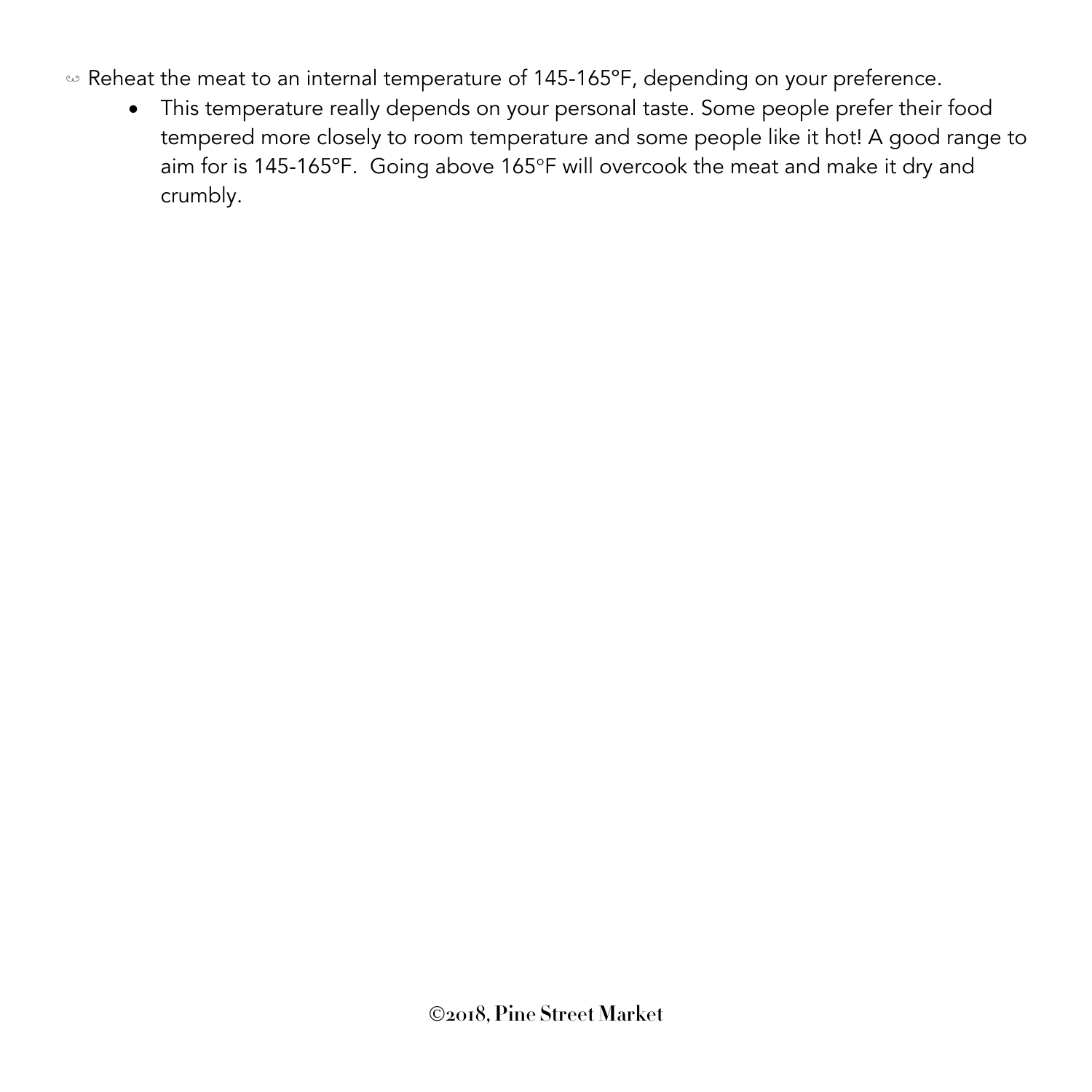- Reheat the meat to an internal temperature of 145-165°F, depending on your preference.
    - This temperature really depends on your personal taste. Some people prefer their food tempered more closely to room temperature and some people like it hot! A good range to aim for is 145-165°F.  Going above 165°F will overcook the meat and make it dry and crumbly.

©2018, Pine Street Market